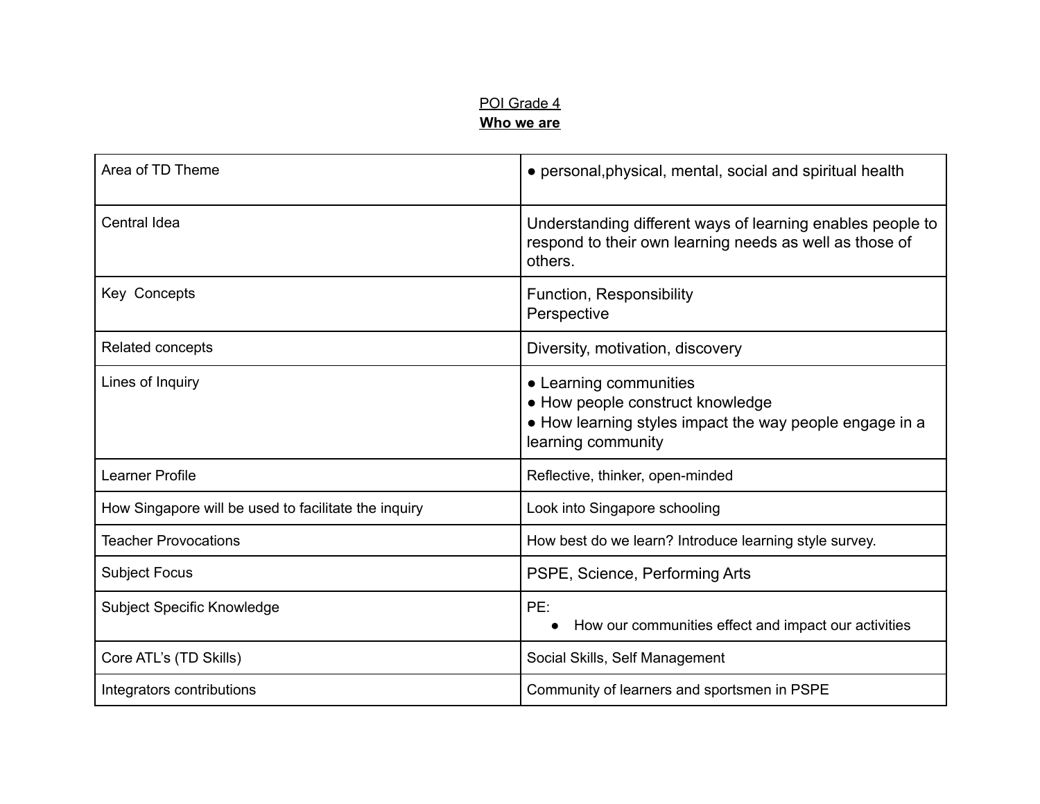POI Grade 4

**Who we are**

| Area of TD Theme | ● personal,physical, mental, social and spiritual health |
|---|---|
| Central Idea | Understanding different ways of learning enables people to respond to their own learning needs as well as those of others. |
| Key Concepts | Function, Responsibility<br>Perspective |
| Related concepts | Diversity, motivation, discovery |
| Lines of Inquiry | ● Learning communities<br>● How people construct knowledge<br>● How learning styles impact the way people engage in a learning community |
| Learner Profile | Reflective, thinker, open-minded |
| How Singapore will be used to facilitate the inquiry | Look into Singapore schooling |
| Teacher Provocations | How best do we learn? Introduce learning style survey. |
| Subject Focus | PSPE, Science, Performing Arts |
| Subject Specific Knowledge | PE:<br>● How our communities effect and impact our activities |
| Core ATL's (TD Skills) | Social Skills, Self Management |
| Integrators contributions | Community of learners and sportsmen in PSPE |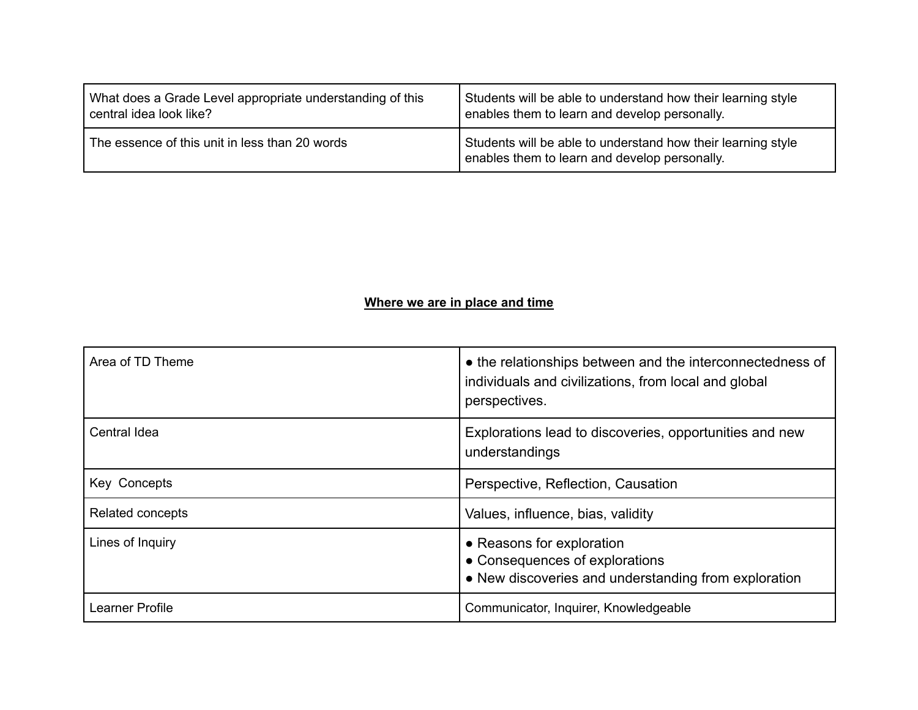| | |
|---|---|
| What does a Grade Level appropriate understanding of this central idea look like? | Students will be able to understand how their learning style enables them to learn and develop personally. |
| The essence of this unit in less than 20 words | Students will be able to understand how their learning style enables them to learn and develop personally. |

**Where we are in place and time**

| | |
|---|---|
| Area of TD Theme | ● the relationships between and the interconnectedness of individuals and civilizations, from local and global perspectives. |
| Central Idea | Explorations lead to discoveries, opportunities and new understandings |
| Key Concepts | Perspective, Reflection, Causation |
| Related concepts | Values, influence, bias, validity |
| Lines of Inquiry | ● Reasons for exploration<br>● Consequences of explorations<br>● New discoveries and understanding from exploration |
| Learner Profile | Communicator, Inquirer, Knowledgeable |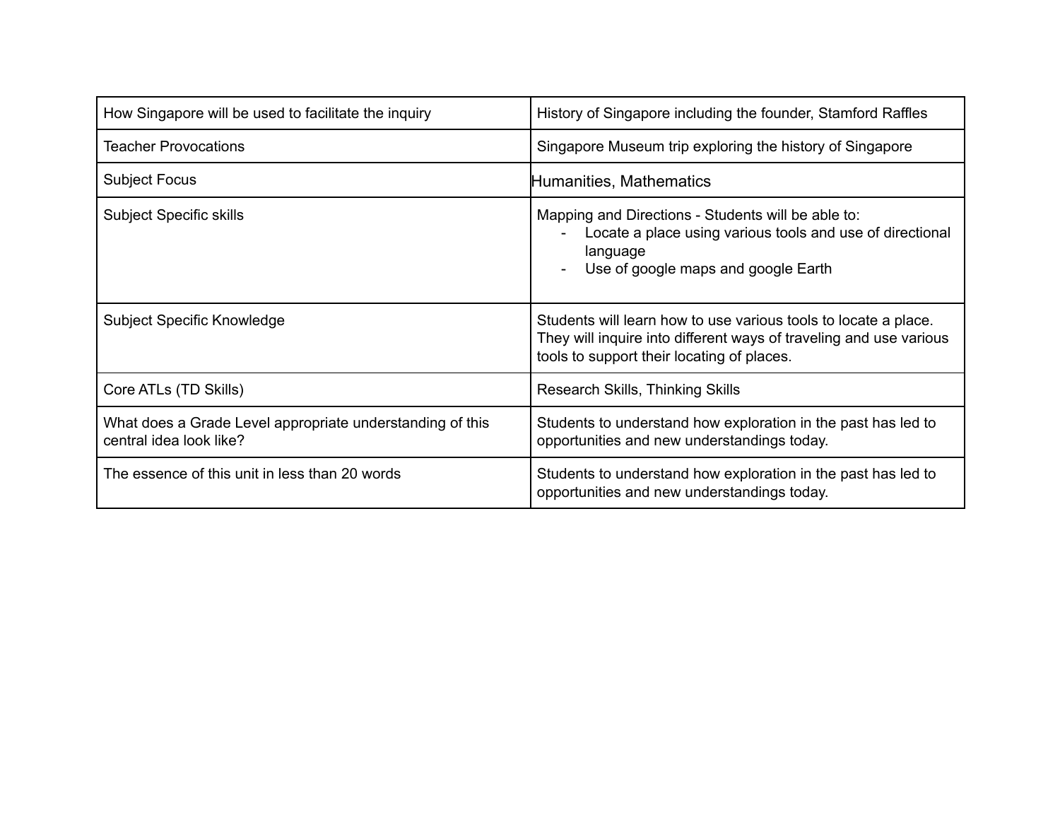| How Singapore will be used to facilitate the inquiry | History of Singapore including the founder, Stamford Raffles |
|---|---|
| Teacher Provocations | Singapore Museum trip exploring the history of Singapore |
| Subject Focus | Humanities, Mathematics |
| Subject Specific skills | Mapping and Directions - Students will be able to:<br>- Locate a place using various tools and use of directional language<br>- Use of google maps and google Earth |
| Subject Specific Knowledge | Students will learn how to use various tools to locate a place. They will inquire into different ways of traveling and use various tools to support their locating of places. |
| Core ATLs (TD Skills) | Research Skills, Thinking Skills |
| What does a Grade Level appropriate understanding of this central idea look like? | Students to understand how exploration in the past has led to opportunities and new understandings today. |
| The essence of this unit in less than 20 words | Students to understand how exploration in the past has led to opportunities and new understandings today. |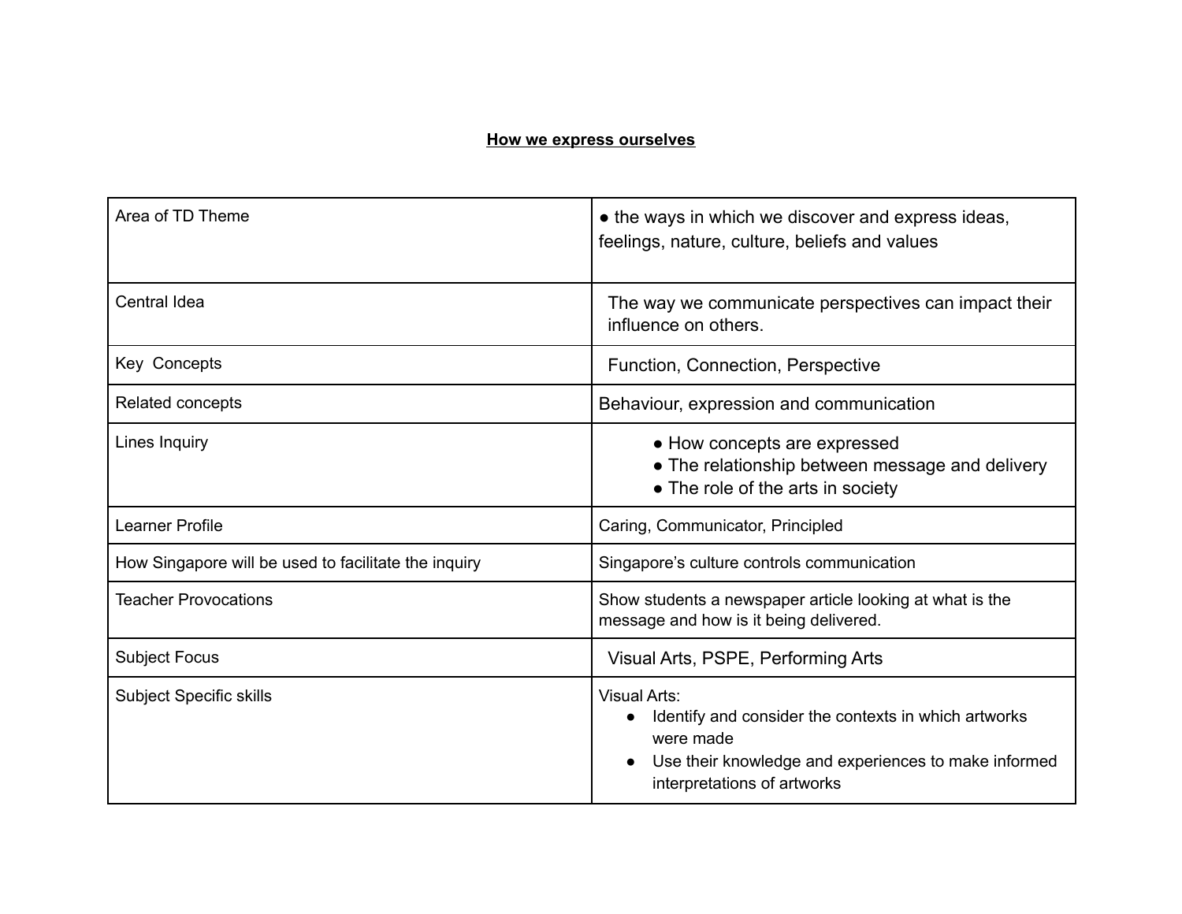## **How we express ourselves**

| | |
|---|---|
| Area of TD Theme | ● the ways in which we discover and express ideas, feelings, nature, culture, beliefs and values |
| Central Idea | The way we communicate perspectives can impact their influence on others. |
| Key Concepts | Function, Connection, Perspective |
| Related concepts | Behaviour, expression and communication |
| Lines Inquiry | ● How concepts are expressed<br>● The relationship between message and delivery<br>● The role of the arts in society |
| Learner Profile | Caring, Communicator, Principled |
| How Singapore will be used to facilitate the inquiry | Singapore's culture controls communication |
| Teacher Provocations | Show students a newspaper article looking at what is the message and how is it being delivered. |
| Subject Focus | Visual Arts, PSPE, Performing Arts |
| Subject Specific skills | Visual Arts:<br>● Identify and consider the contexts in which artworks were made<br>● Use their knowledge and experiences to make informed interpretations of artworks |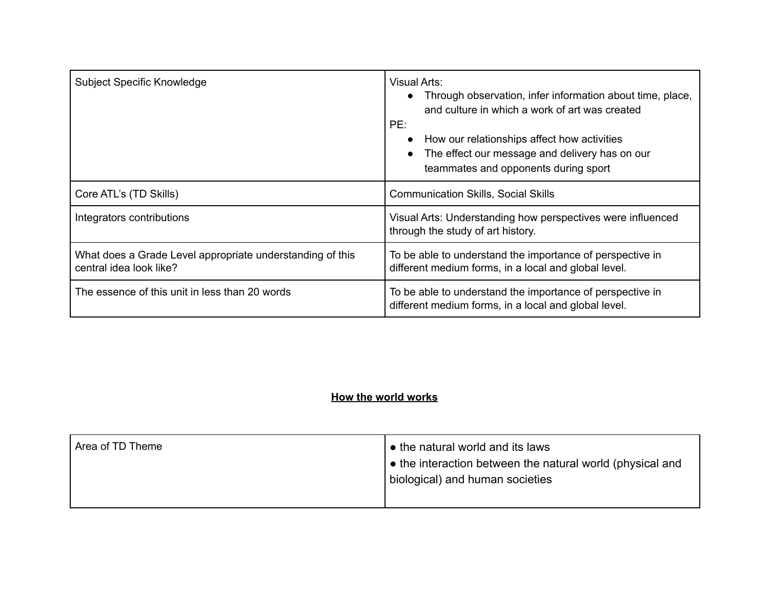| | |
|---|---|
| Subject Specific Knowledge | Visual Arts:<br>● Through observation, infer information about time, place, and culture in which a work of art was created<br>PE:<br>● How our relationships affect how activities<br>● The effect our message and delivery has on our teammates and opponents during sport |
| Core ATL's (TD Skills) | Communication Skills, Social Skills |
| Integrators contributions | Visual Arts: Understanding how perspectives were influenced through the study of art history. |
| What does a Grade Level appropriate understanding of this central idea look like? | To be able to understand the importance of perspective in different medium forms, in a local and global level. |
| The essence of this unit in less than 20 words | To be able to understand the importance of perspective in different medium forms, in a local and global level. |

## **How the world works**

| | |
|---|---|
| Area of TD Theme | ● the natural world and its laws<br>● the interaction between the natural world (physical and biological) and human societies |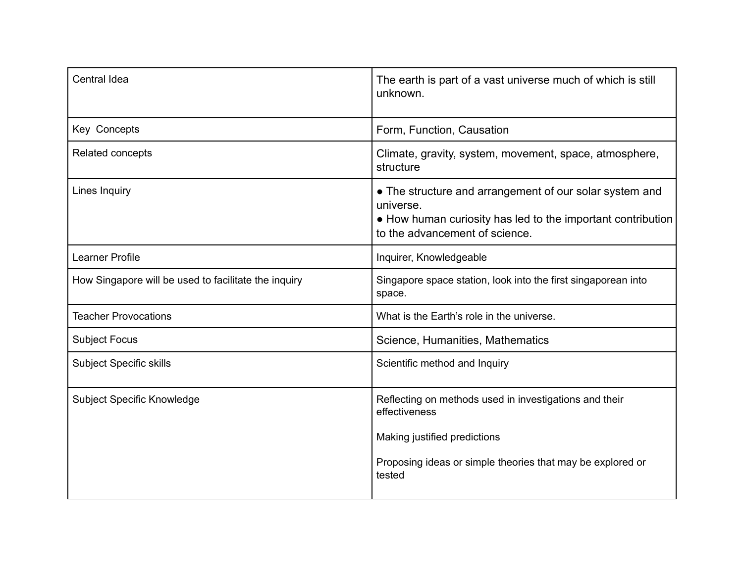| Central Idea | The earth is part of a vast universe much of which is still unknown. |
| --- | --- |
| Key  Concepts | Form, Function, Causation |
| Related concepts | Climate, gravity, system, movement, space, atmosphere, structure |
| Lines Inquiry | ● The structure and arrangement of our solar system and universe.<br>● How human curiosity has led to the important contribution to the advancement of science. |
| Learner Profile | Inquirer, Knowledgeable |
| How Singapore will be used to facilitate the inquiry | Singapore space station, look into the first singaporean into space. |
| Teacher Provocations | What is the Earth's role in the universe. |
| Subject Focus | Science, Humanities, Mathematics |
| Subject Specific skills | Scientific method and Inquiry |
| Subject Specific Knowledge | Reflecting on methods used in investigations and their effectiveness<br><br>Making justified predictions<br><br>Proposing ideas or simple theories that may be explored or tested |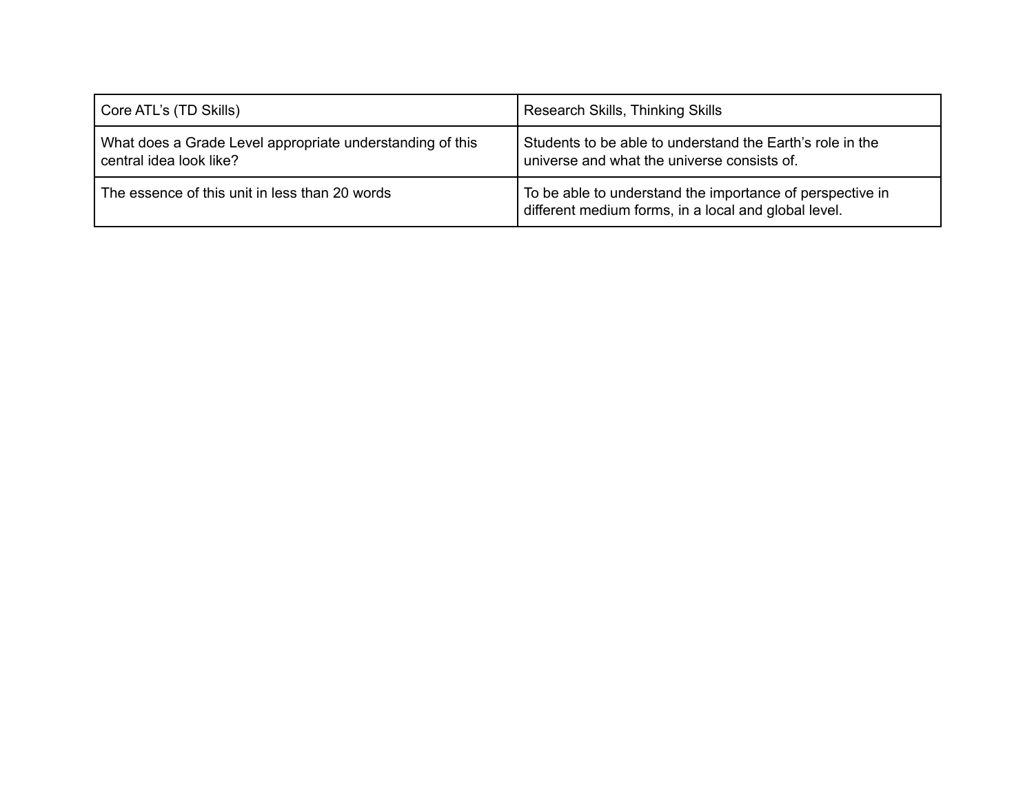| Core ATL's (TD Skills) | Research Skills, Thinking Skills |
| --- | --- |
| What does a Grade Level appropriate understanding of this central idea look like? | Students to be able to understand the Earth's role in the universe and what the universe consists of. |
| The essence of this unit in less than 20 words | To be able to understand the importance of perspective in different medium forms, in a local and global level. |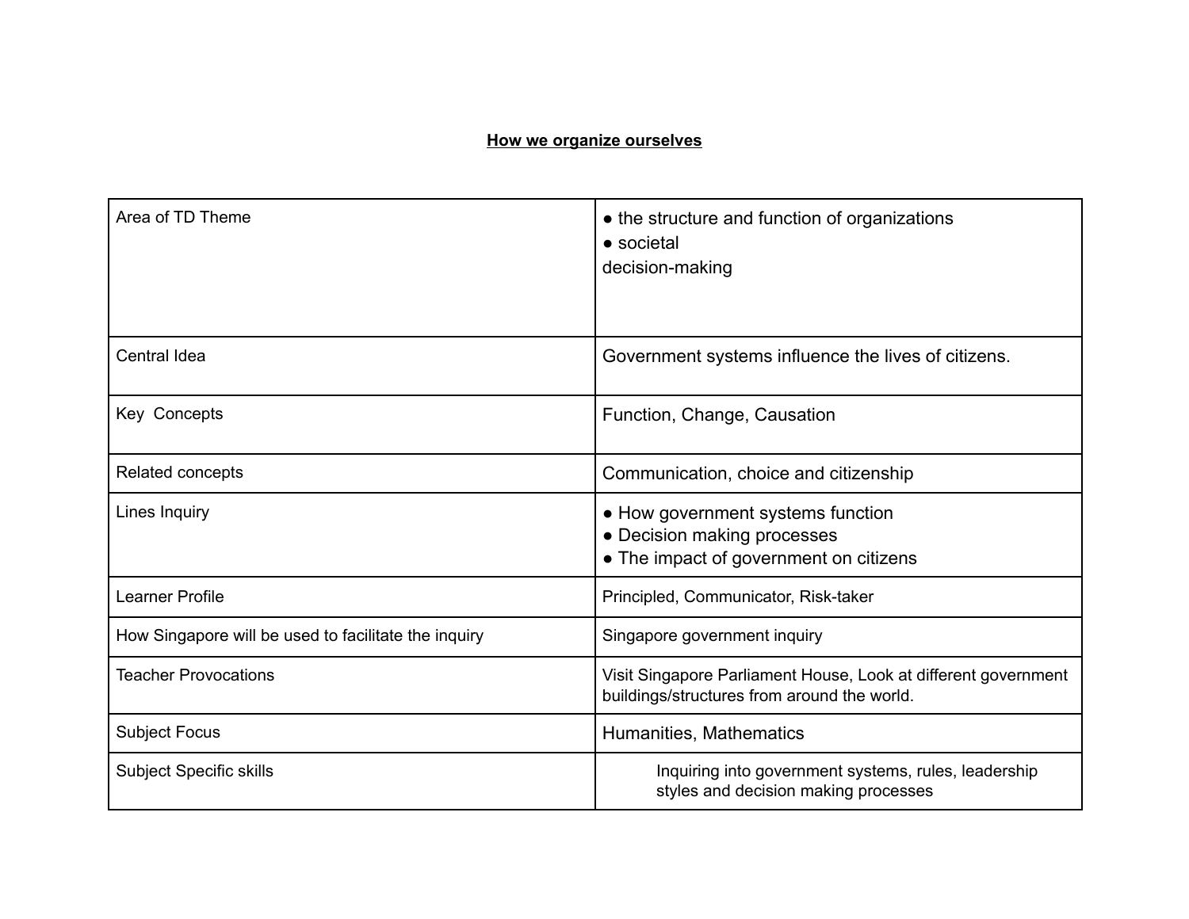**How we organize ourselves**

| Area of TD Theme | ● the structure and function of organizations<br>● societal decision-making |
|---|---|
| Central Idea | Government systems influence the lives of citizens. |
| Key Concepts | Function, Change, Causation |
| Related concepts | Communication, choice and citizenship |
| Lines Inquiry | ● How government systems function<br>● Decision making processes<br>● The impact of government on citizens |
| Learner Profile | Principled, Communicator, Risk-taker |
| How Singapore will be used to facilitate the inquiry | Singapore government inquiry |
| Teacher Provocations | Visit Singapore Parliament House, Look at different government buildings/structures from around the world. |
| Subject Focus | Humanities, Mathematics |
| Subject Specific skills | Inquiring into government systems, rules, leadership styles and decision making processes |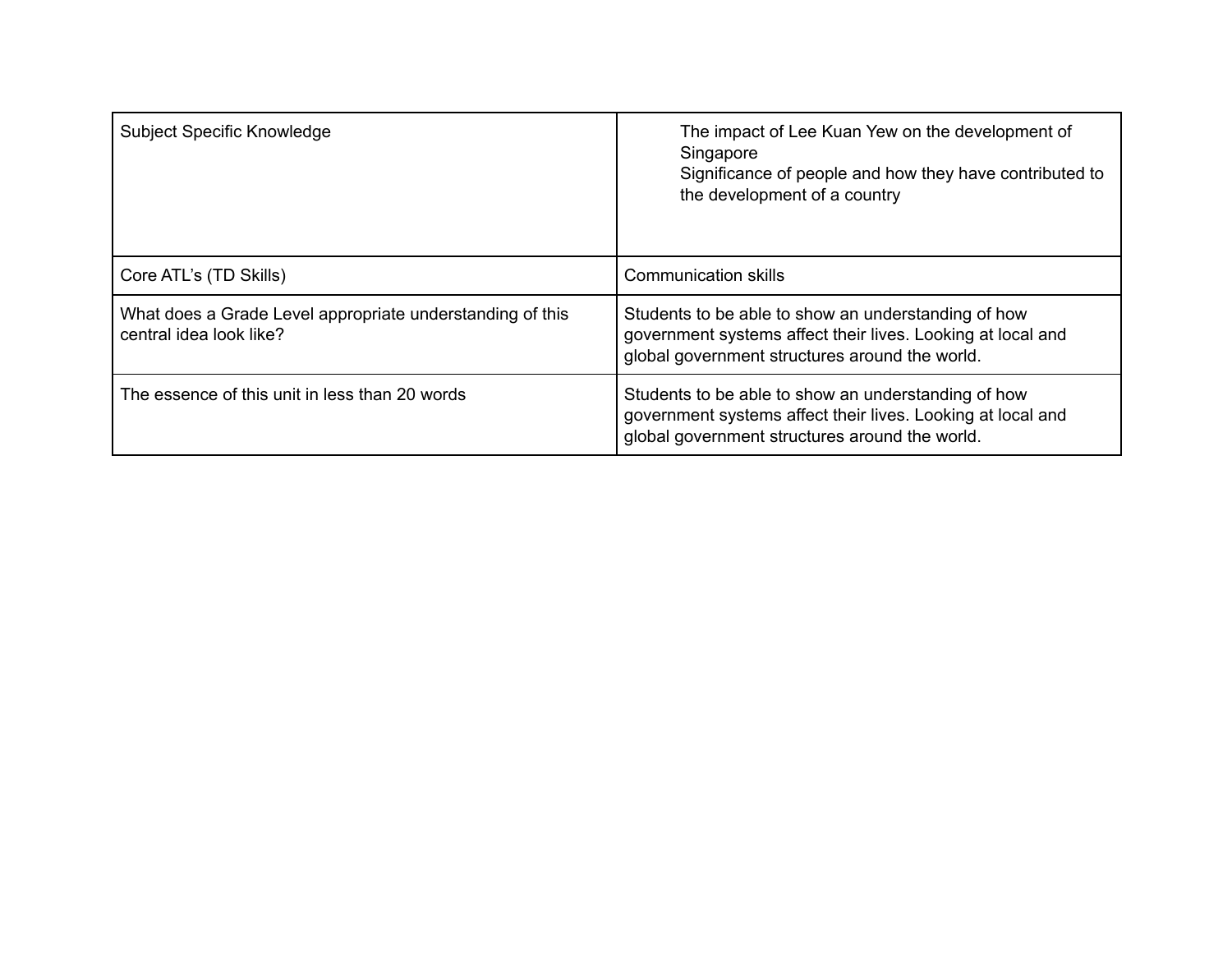| Subject Specific Knowledge | The impact of Lee Kuan Yew on the development of Singapore<br>Significance of people and how they have contributed to the development of a country |
|---|---|
| Core ATL's (TD Skills) | Communication skills |
| What does a Grade Level appropriate understanding of this central idea look like? | Students to be able to show an understanding of how government systems affect their lives. Looking at local and global government structures around the world. |
| The essence of this unit in less than 20 words | Students to be able to show an understanding of how government systems affect their lives. Looking at local and global government structures around the world. |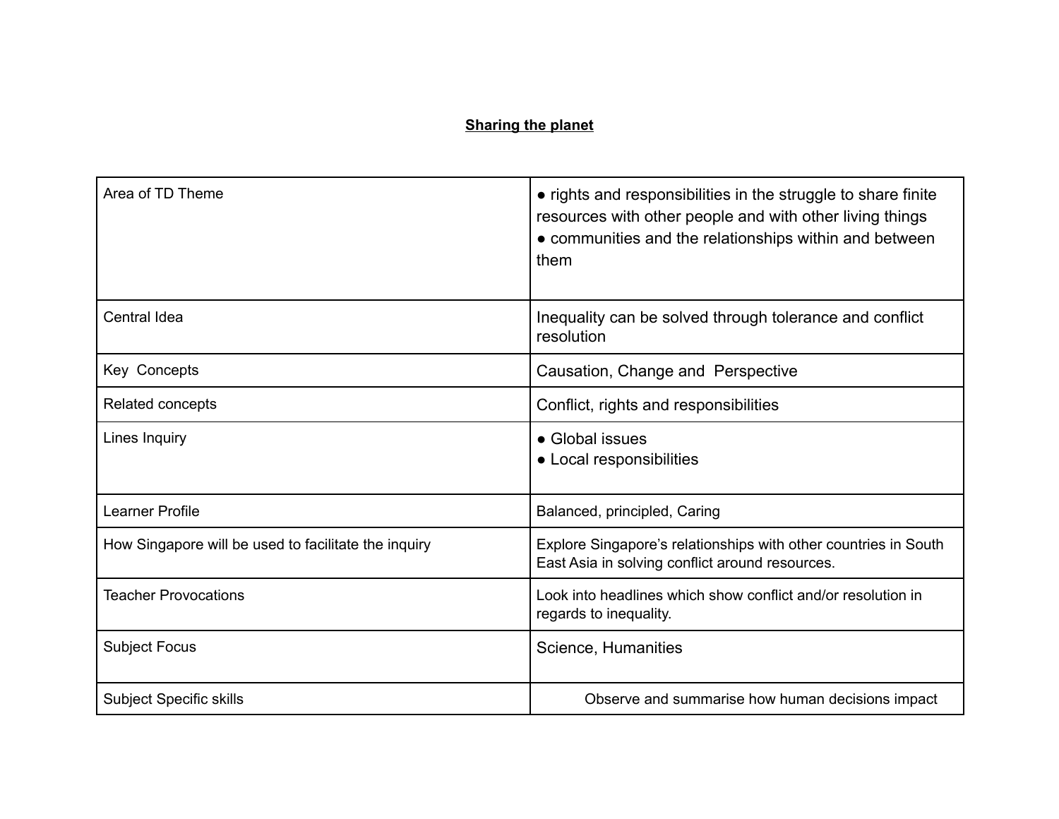**Sharing the planet**

| | |
|---|---|
| Area of TD Theme | ● rights and responsibilities in the struggle to share finite resources with other people and with other living things<br>● communities and the relationships within and between them |
| Central Idea | Inequality can be solved through tolerance and conflict resolution |
| Key Concepts | Causation, Change and Perspective |
| Related concepts | Conflict, rights and responsibilities |
| Lines Inquiry | ● Global issues<br>● Local responsibilities |
| Learner Profile | Balanced, principled, Caring |
| How Singapore will be used to facilitate the inquiry | Explore Singapore's relationships with other countries in South East Asia in solving conflict around resources. |
| Teacher Provocations | Look into headlines which show conflict and/or resolution in regards to inequality. |
| Subject Focus | Science, Humanities |
| Subject Specific skills | Observe and summarise how human decisions impact |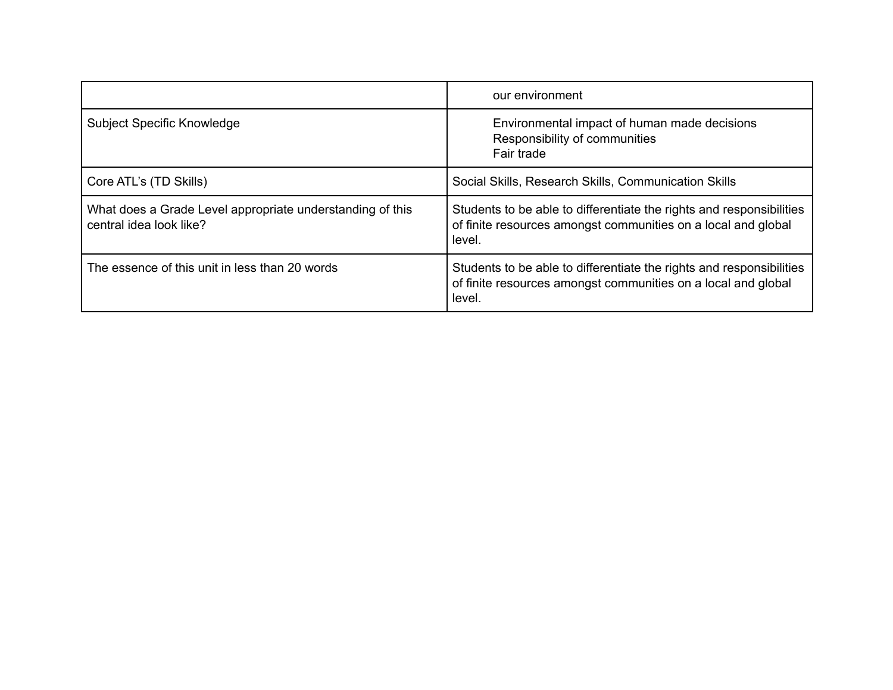| | |
|---|---|
| | our environment |
| Subject Specific Knowledge | Environmental impact of human made decisions<br>Responsibility of communities<br>Fair trade |
| Core ATL's (TD Skills) | Social Skills, Research Skills, Communication Skills |
| What does a Grade Level appropriate understanding of this central idea look like? | Students to be able to differentiate the rights and responsibilities of finite resources amongst communities on a local and global level. |
| The essence of this unit in less than 20 words | Students to be able to differentiate the rights and responsibilities of finite resources amongst communities on a local and global level. |